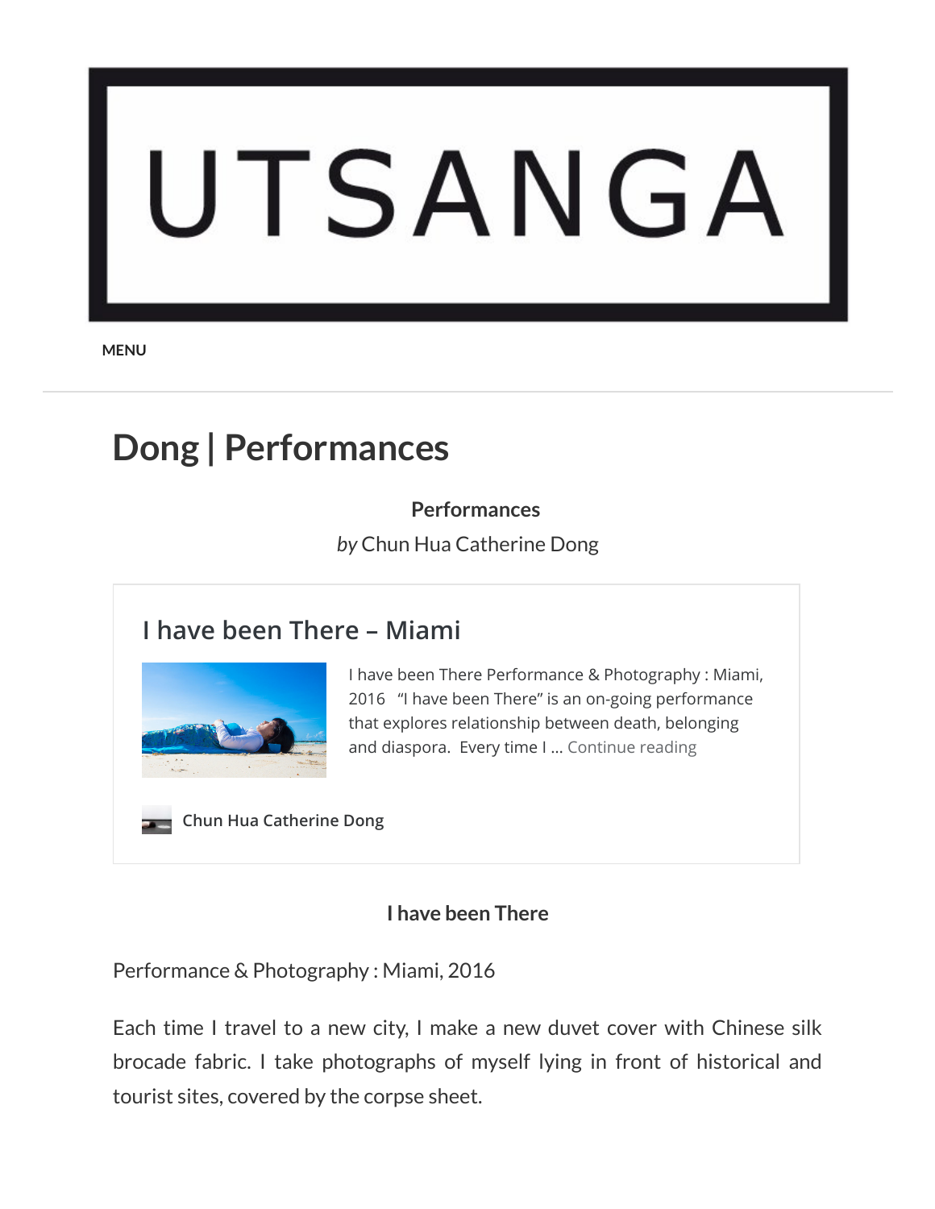# UTSANGA

MENU

## Dong | Performances

**Performances**

*by* Chun Hua Catherine Dong

### I have been There – Miami

I have been There Performance & Photography : Miami, 2016 "I have been There" is an on-going performance that explores relationship between death, belonging and diaspora. Every time I … Continue reading

Chun Hua Catherine Dong

**I have been There**

Performance & Photography : Miami, 2016

Each time I travel to a new city, I make a new duvet cover with Chinese silk brocade fabric. I take photographs of myself lying in front of historical and tourist sites, covered by the corpse sheet.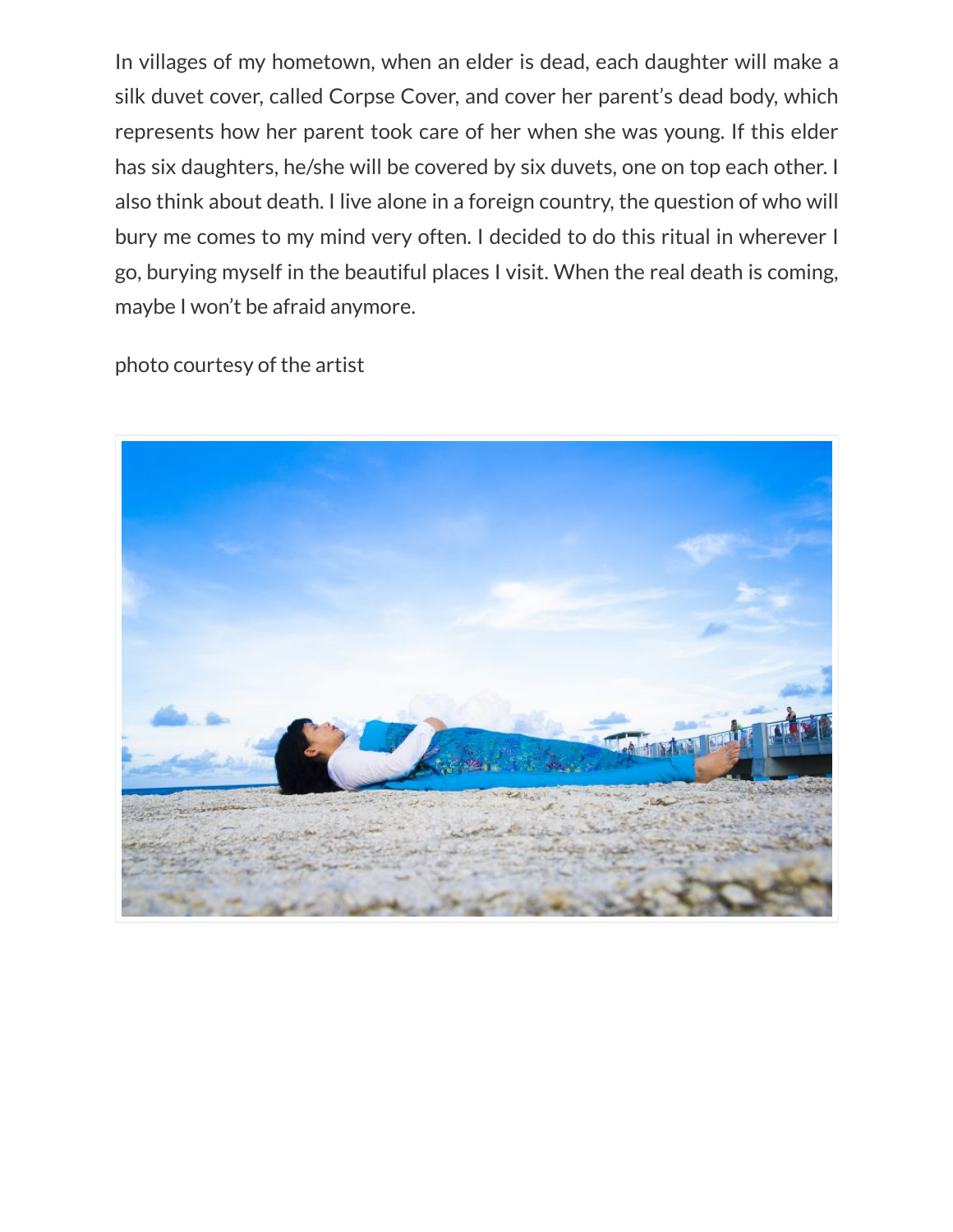In villages of my hometown, when an elder is dead, each daughter will make a silk duvet cover, called Corpse Cover, and cover her parent's dead body, which represents how her parent took care of her when she was young. If this elder has six daughters, he/she will be covered by six duvets, one on top each other. I also think about death. I live alone in a foreign country, the question of who will bury me comes to my mind very often. I decided to do this ritual in wherever I go, burying myself in the beautiful places I visit. When the real death is coming, maybe I won't be afraid anymore.

photo courtesy of the artist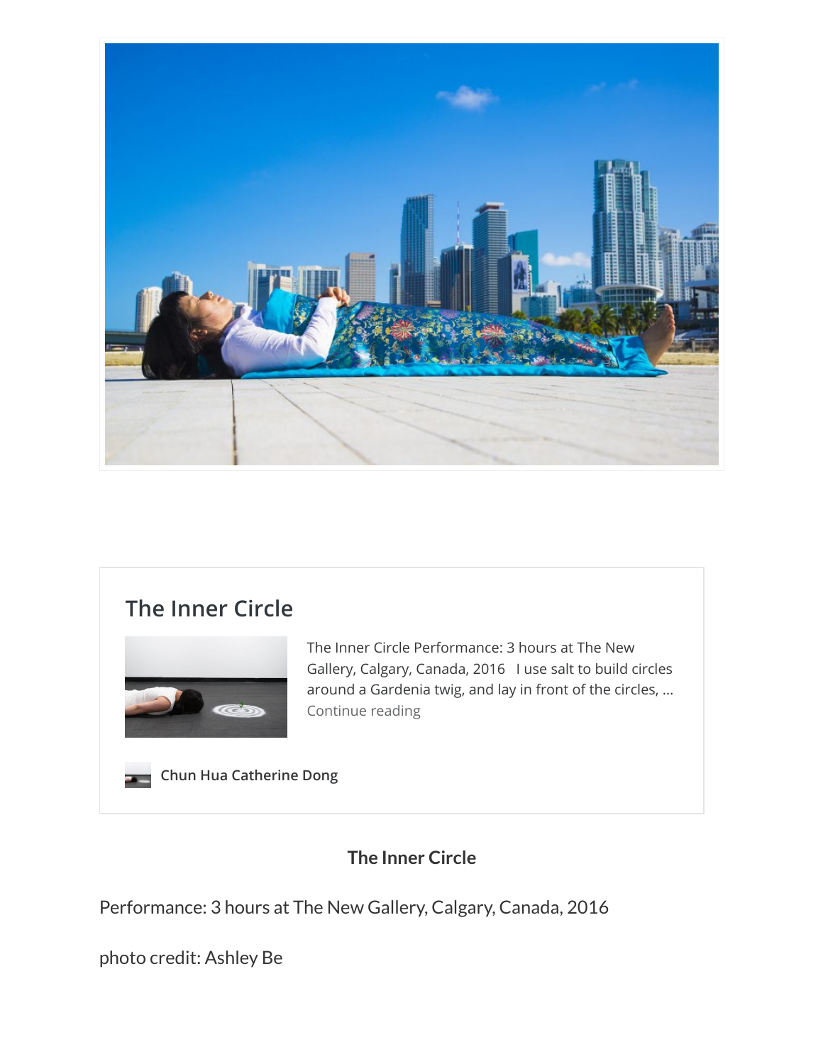## The Inner Circle

The Inner Circle Performance: 3 hours at The New Gallery, Calgary, Canada, 2016   I use salt to build circles around a Gardenia twig, and lay in front of the circles, … Continue reading

**Chun Hua Catherine Dong**

**The Inner Circle**

Performance: 3 hours at The New Gallery, Calgary, Canada, 2016

photo credit: Ashley Be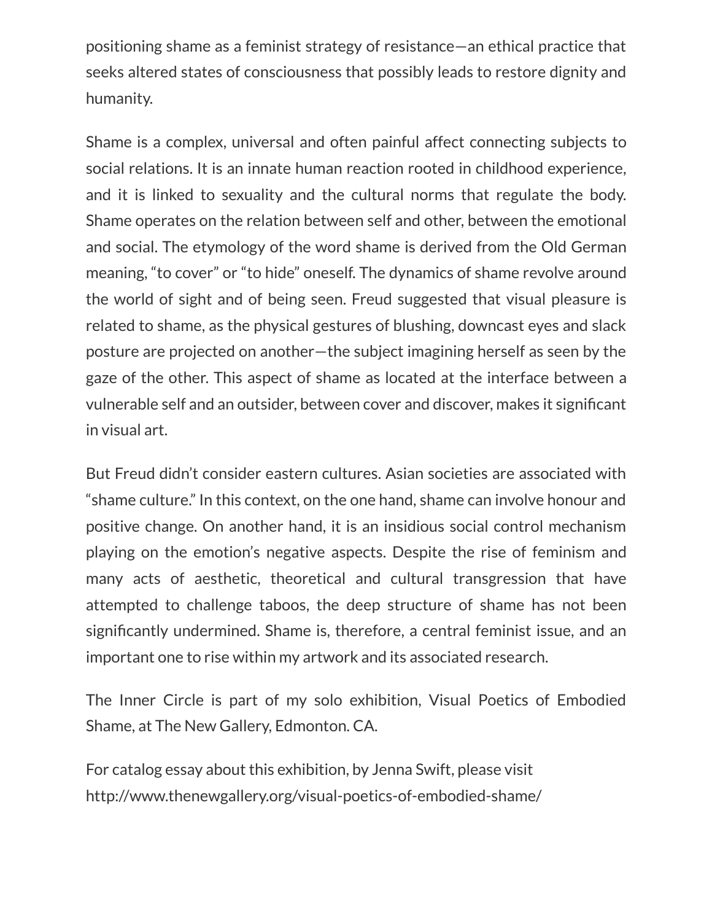positioning shame as a feminist strategy of resistance—an ethical practice that seeks altered states of consciousness that possibly leads to restore dignity and humanity.

Shame is a complex, universal and often painful affect connecting subjects to social relations. It is an innate human reaction rooted in childhood experience, and it is linked to sexuality and the cultural norms that regulate the body. Shame operates on the relation between self and other, between the emotional and social. The etymology of the word shame is derived from the Old German meaning, "to cover" or "to hide" oneself. The dynamics of shame revolve around the world of sight and of being seen. Freud suggested that visual pleasure is related to shame, as the physical gestures of blushing, downcast eyes and slack posture are projected on another—the subject imagining herself as seen by the gaze of the other. This aspect of shame as located at the interface between a vulnerable self and an outsider, between cover and discover, makes it significant in visual art.

But Freud didn't consider eastern cultures. Asian societies are associated with "shame culture." In this context, on the one hand, shame can involve honour and positive change. On another hand, it is an insidious social control mechanism playing on the emotion's negative aspects. Despite the rise of feminism and many acts of aesthetic, theoretical and cultural transgression that have attempted to challenge taboos, the deep structure of shame has not been significantly undermined. Shame is, therefore, a central feminist issue, and an important one to rise within my artwork and its associated research.

The Inner Circle is part of my solo exhibition, Visual Poetics of Embodied Shame, at The New Gallery, Edmonton. CA.

For catalog essay about this exhibition, by Jenna Swift, please visit http://www.thenewgallery.org/visual-poetics-of-embodied-shame/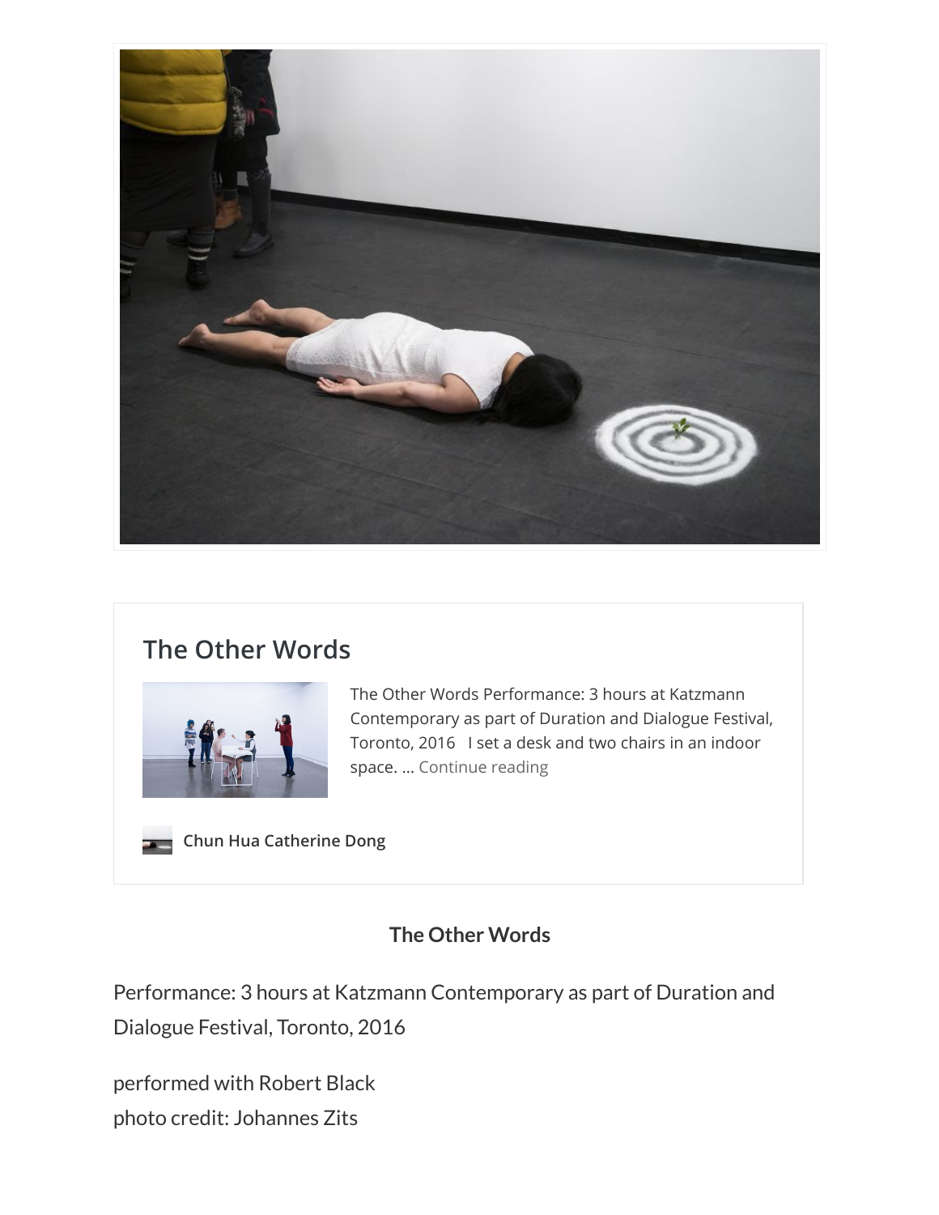## The Other Words

The Other Words Performance: 3 hours at Katzmann Contemporary as part of Duration and Dialogue Festival, Toronto, 2016   I set a desk and two chairs in an indoor space. … Continue reading

**Chun Hua Catherine Dong**

### The Other Words

Performance: 3 hours at Katzmann Contemporary as part of Duration and Dialogue Festival, Toronto, 2016

performed with Robert Black
photo credit: Johannes Zits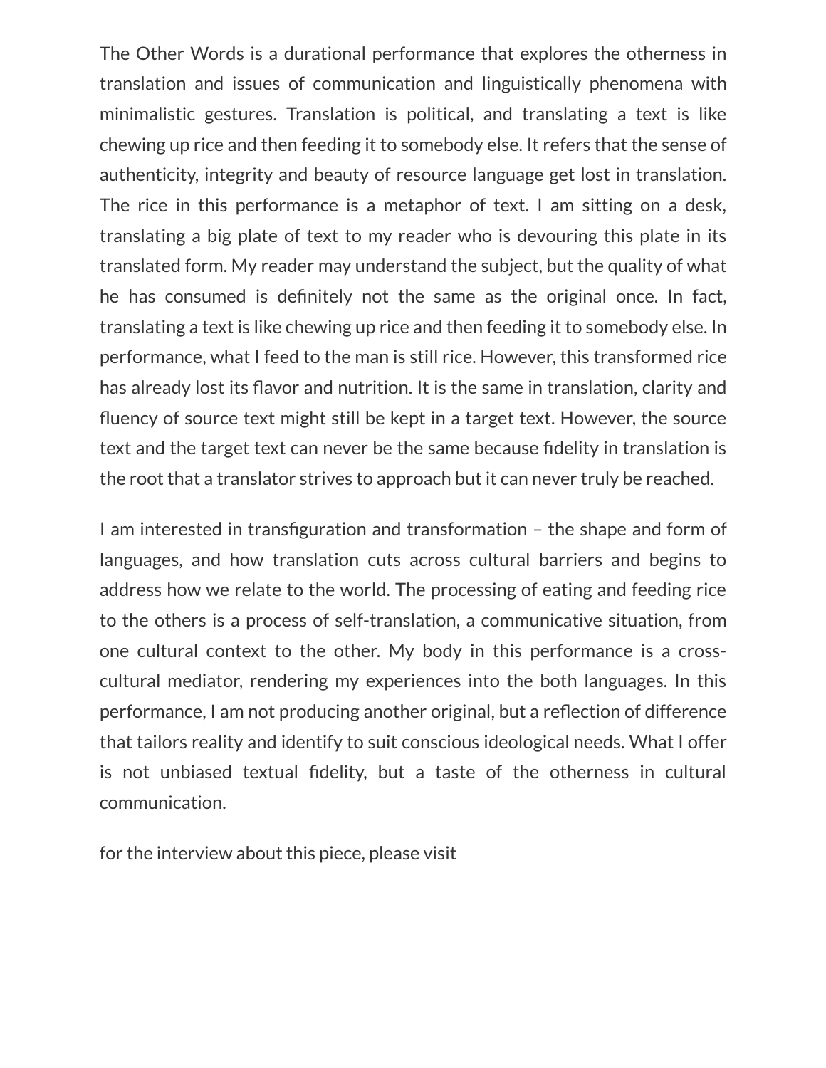The Other Words is a durational performance that explores the otherness in translation and issues of communication and linguistically phenomena with minimalistic gestures. Translation is political, and translating a text is like chewing up rice and then feeding it to somebody else. It refers that the sense of authenticity, integrity and beauty of resource language get lost in translation. The rice in this performance is a metaphor of text. I am sitting on a desk, translating a big plate of text to my reader who is devouring this plate in its translated form. My reader may understand the subject, but the quality of what he has consumed is definitely not the same as the original once. In fact, translating a text is like chewing up rice and then feeding it to somebody else. In performance, what I feed to the man is still rice. However, this transformed rice has already lost its flavor and nutrition. It is the same in translation, clarity and fluency of source text might still be kept in a target text. However, the source text and the target text can never be the same because fidelity in translation is the root that a translator strives to approach but it can never truly be reached.

I am interested in transfiguration and transformation – the shape and form of languages, and how translation cuts across cultural barriers and begins to address how we relate to the world. The processing of eating and feeding rice to the others is a process of self-translation, a communicative situation, from one cultural context to the other. My body in this performance is a cross-cultural mediator, rendering my experiences into the both languages. In this performance, I am not producing another original, but a reflection of difference that tailors reality and identify to suit conscious ideological needs. What I offer is not unbiased textual fidelity, but a taste of the otherness in cultural communication.

for the interview about this piece, please visit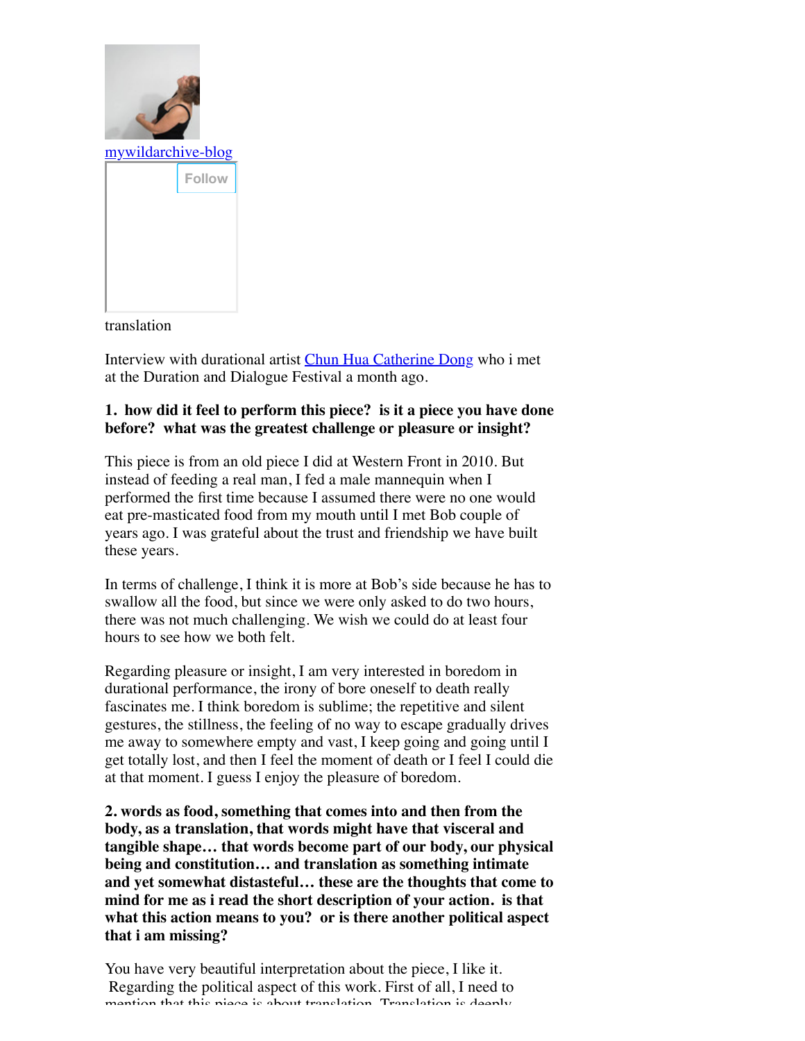mywildarchive-blog

Follow

translation

Interview with durational artist Chun Hua Catherine Dong who i met at the Duration and Dialogue Festival a month ago.

**1. how did it feel to perform this piece? is it a piece you have done before? what was the greatest challenge or pleasure or insight?**

This piece is from an old piece I did at Western Front in 2010. But instead of feeding a real man, I fed a male mannequin when I performed the first time because I assumed there were no one would eat pre-masticated food from my mouth until I met Bob couple of years ago. I was grateful about the trust and friendship we have built these years.

In terms of challenge, I think it is more at Bob's side because he has to swallow all the food, but since we were only asked to do two hours, there was not much challenging. We wish we could do at least four hours to see how we both felt.

Regarding pleasure or insight, I am very interested in boredom in durational performance, the irony of bore oneself to death really fascinates me. I think boredom is sublime; the repetitive and silent gestures, the stillness, the feeling of no way to escape gradually drives me away to somewhere empty and vast, I keep going and going until I get totally lost, and then I feel the moment of death or I feel I could die at that moment. I guess I enjoy the pleasure of boredom.

**2. words as food, something that comes into and then from the body, as a translation, that words might have that visceral and tangible shape… that words become part of our body, our physical being and constitution… and translation as something intimate and yet somewhat distasteful… these are the thoughts that come to mind for me as i read the short description of your action. is that what this action means to you? or is there another political aspect that i am missing?**

You have very beautiful interpretation about the piece, I like it. Regarding the political aspect of this work. First of all, I need to mention that this piece is about translation. Translation is deeply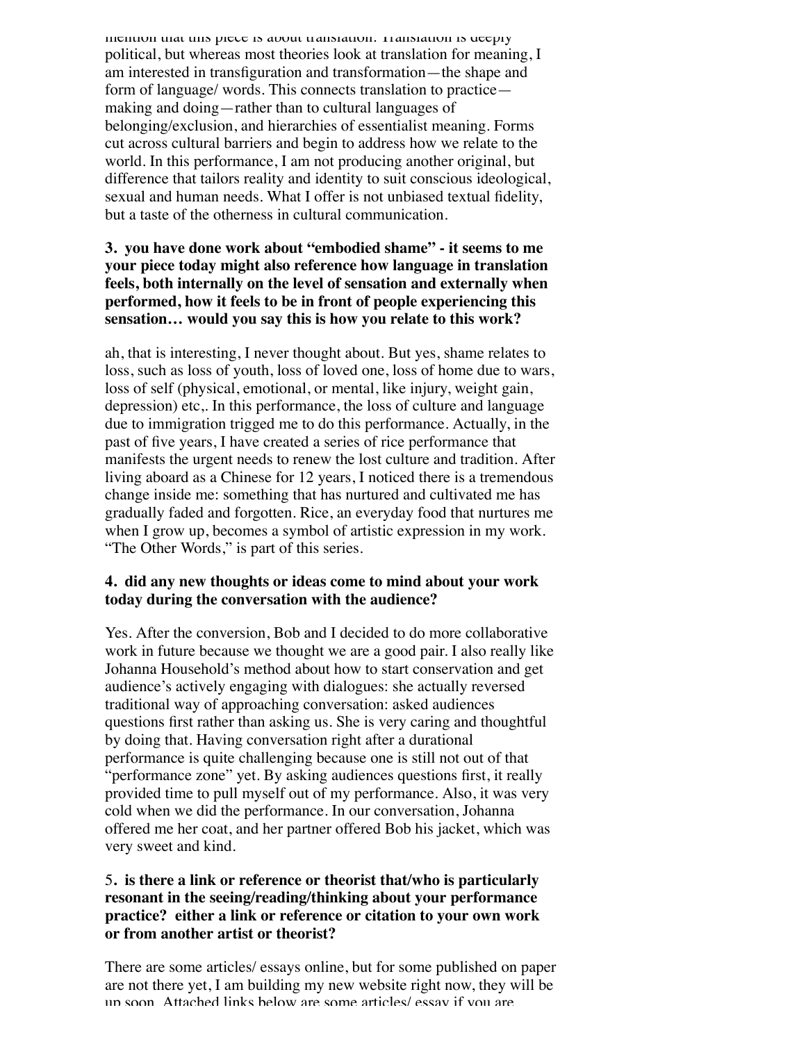mention that this piece is about translation. Translation is deeply political, but whereas most theories look at translation for meaning, I am interested in transfiguration and transformation—the shape and form of language/ words. This connects translation to practice—making and doing—rather than to cultural languages of belonging/exclusion, and hierarchies of essentialist meaning. Forms cut across cultural barriers and begin to address how we relate to the world. In this performance, I am not producing another original, but difference that tailors reality and identity to suit conscious ideological, sexual and human needs. What I offer is not unbiased textual fidelity, but a taste of the otherness in cultural communication.

**3. you have done work about "embodied shame" - it seems to me your piece today might also reference how language in translation feels, both internally on the level of sensation and externally when performed, how it feels to be in front of people experiencing this sensation… would you say this is how you relate to this work?**

ah, that is interesting, I never thought about. But yes, shame relates to loss, such as loss of youth, loss of loved one, loss of home due to wars, loss of self (physical, emotional, or mental, like injury, weight gain, depression) etc,. In this performance, the loss of culture and language due to immigration trigged me to do this performance. Actually, in the past of five years, I have created a series of rice performance that manifests the urgent needs to renew the lost culture and tradition. After living aboard as a Chinese for 12 years, I noticed there is a tremendous change inside me: something that has nurtured and cultivated me has gradually faded and forgotten. Rice, an everyday food that nurtures me when I grow up, becomes a symbol of artistic expression in my work. "The Other Words," is part of this series.

**4. did any new thoughts or ideas come to mind about your work today during the conversation with the audience?**

Yes. After the conversion, Bob and I decided to do more collaborative work in future because we thought we are a good pair. I also really like Johanna Household's method about how to start conservation and get audience's actively engaging with dialogues: she actually reversed traditional way of approaching conversation: asked audiences questions first rather than asking us. She is very caring and thoughtful by doing that. Having conversation right after a durational performance is quite challenging because one is still not out of that "performance zone" yet. By asking audiences questions first, it really provided time to pull myself out of my performance. Also, it was very cold when we did the performance. In our conversation, Johanna offered me her coat, and her partner offered Bob his jacket, which was very sweet and kind.

**5. is there a link or reference or theorist that/who is particularly resonant in the seeing/reading/thinking about your performance practice? either a link or reference or citation to your own work or from another artist or theorist?**

There are some articles/ essays online, but for some published on paper are not there yet, I am building my new website right now, they will be up soon. Attached links below are some articles/ essay if you are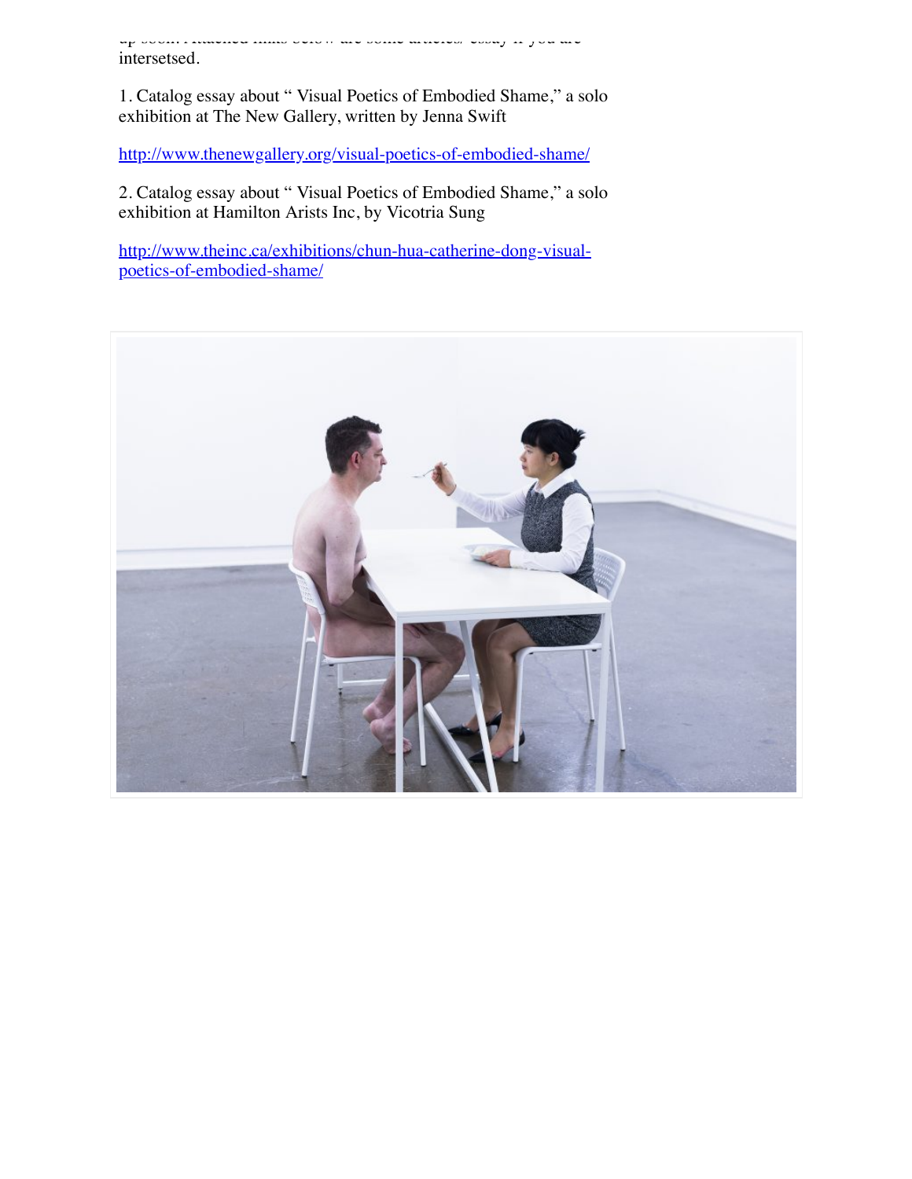up soon. Attached links below are some articles/ essay if you are intersetsed.

1. Catalog essay about " Visual Poetics of Embodied Shame," a solo exhibition at The New Gallery, written by Jenna Swift

http://www.thenewgallery.org/visual-poetics-of-embodied-shame/

2. Catalog essay about " Visual Poetics of Embodied Shame," a solo exhibition at Hamilton Arists Inc, by Vicotria Sung

http://www.theinc.ca/exhibitions/chun-hua-catherine-dong-visual-poetics-of-embodied-shame/